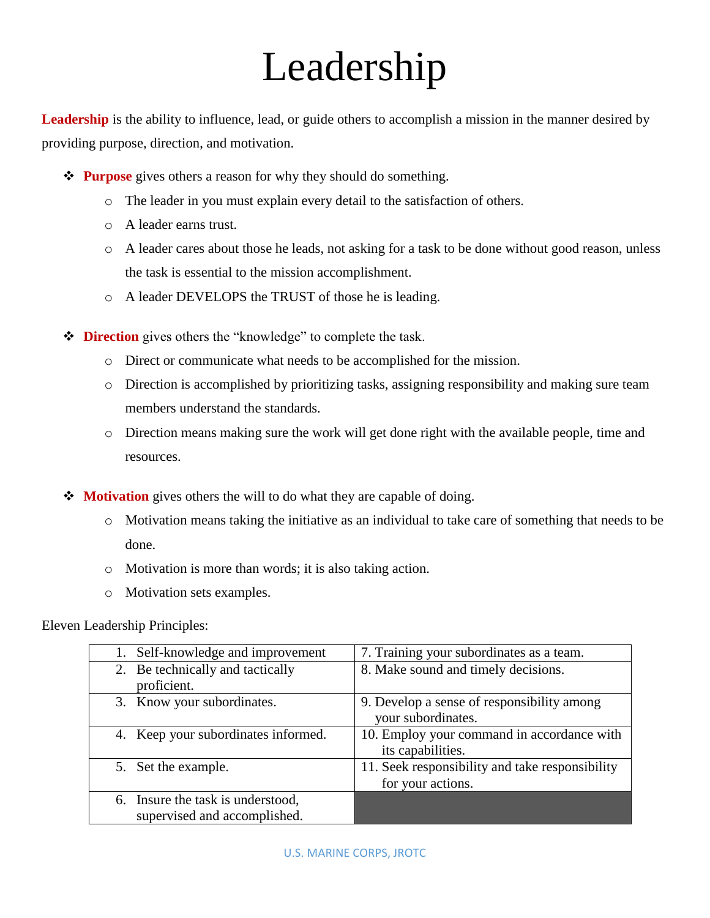# Leadership

**Leadership** is the ability to influence, lead, or guide others to accomplish a mission in the manner desired by providing purpose, direction, and motivation.

- **Purpose** gives others a reason for why they should do something.
  - The leader in you must explain every detail to the satisfaction of others.
  - A leader earns trust.
  - A leader cares about those he leads, not asking for a task to be done without good reason, unless the task is essential to the mission accomplishment.
  - A leader DEVELOPS the TRUST of those he is leading.

- **Direction** gives others the "knowledge" to complete the task.
  - Direct or communicate what needs to be accomplished for the mission.
  - Direction is accomplished by prioritizing tasks, assigning responsibility and making sure team members understand the standards.
  - Direction means making sure the work will get done right with the available people, time and resources.

- **Motivation** gives others the will to do what they are capable of doing.
  - Motivation means taking the initiative as an individual to take care of something that needs to be done.
  - Motivation is more than words; it is also taking action.
  - Motivation sets examples.

Eleven Leadership Principles:

| | |
|---|---|
| 1. Self-knowledge and improvement | 7. Training your subordinates as a team. |
| 2. Be technically and tactically proficient. | 8. Make sound and timely decisions. |
| 3. Know your subordinates. | 9. Develop a sense of responsibility among your subordinates. |
| 4. Keep your subordinates informed. | 10. Employ your command in accordance with its capabilities. |
| 5. Set the example. | 11. Seek responsibility and take responsibility for your actions. |
| 6. Insure the task is understood, supervised and accomplished. | |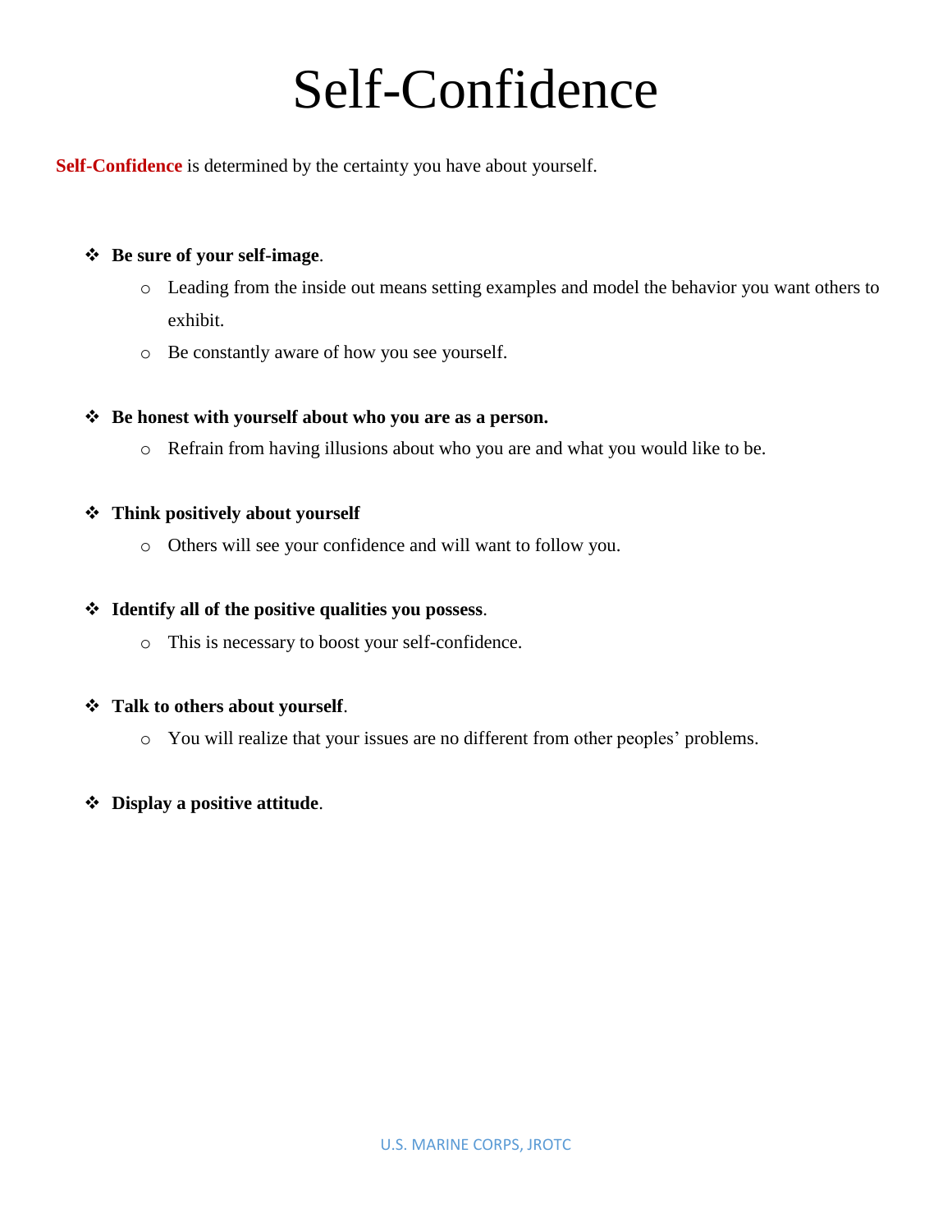# Self-Confidence

**Self-Confidence** is determined by the certainty you have about yourself.

- **Be sure of your self-image**.
  - Leading from the inside out means setting examples and model the behavior you want others to exhibit.
  - Be constantly aware of how you see yourself.

- **Be honest with yourself about who you are as a person.**
  - Refrain from having illusions about who you are and what you would like to be.

- **Think positively about yourself**
  - Others will see your confidence and will want to follow you.

- **Identify all of the positive qualities you possess**.
  - This is necessary to boost your self-confidence.

- **Talk to others about yourself**.
  - You will realize that your issues are no different from other peoples' problems.

- **Display a positive attitude**.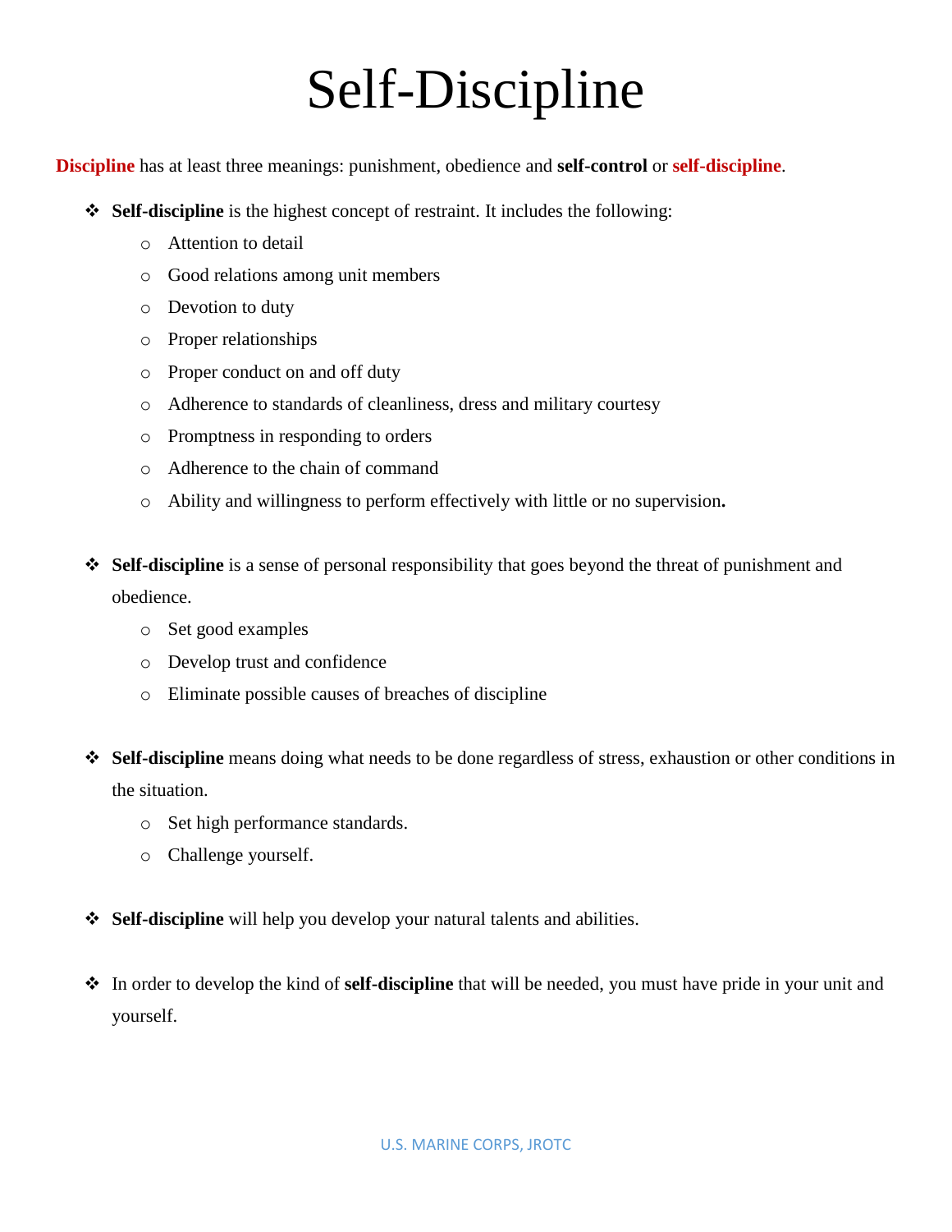# Self-Discipline

**Discipline** has at least three meanings: punishment, obedience and **self-control** or **self-discipline**.

- **Self-discipline** is the highest concept of restraint. It includes the following:
    - Attention to detail
    - Good relations among unit members
    - Devotion to duty
    - Proper relationships
    - Proper conduct on and off duty
    - Adherence to standards of cleanliness, dress and military courtesy
    - Promptness in responding to orders
    - Adherence to the chain of command
    - Ability and willingness to perform effectively with little or no supervision**.**

- **Self-discipline** is a sense of personal responsibility that goes beyond the threat of punishment and obedience.
    - Set good examples
    - Develop trust and confidence
    - Eliminate possible causes of breaches of discipline

- **Self-discipline** means doing what needs to be done regardless of stress, exhaustion or other conditions in the situation.
    - Set high performance standards.
    - Challenge yourself.

- **Self-discipline** will help you develop your natural talents and abilities.

- In order to develop the kind of **self-discipline** that will be needed, you must have pride in your unit and yourself.